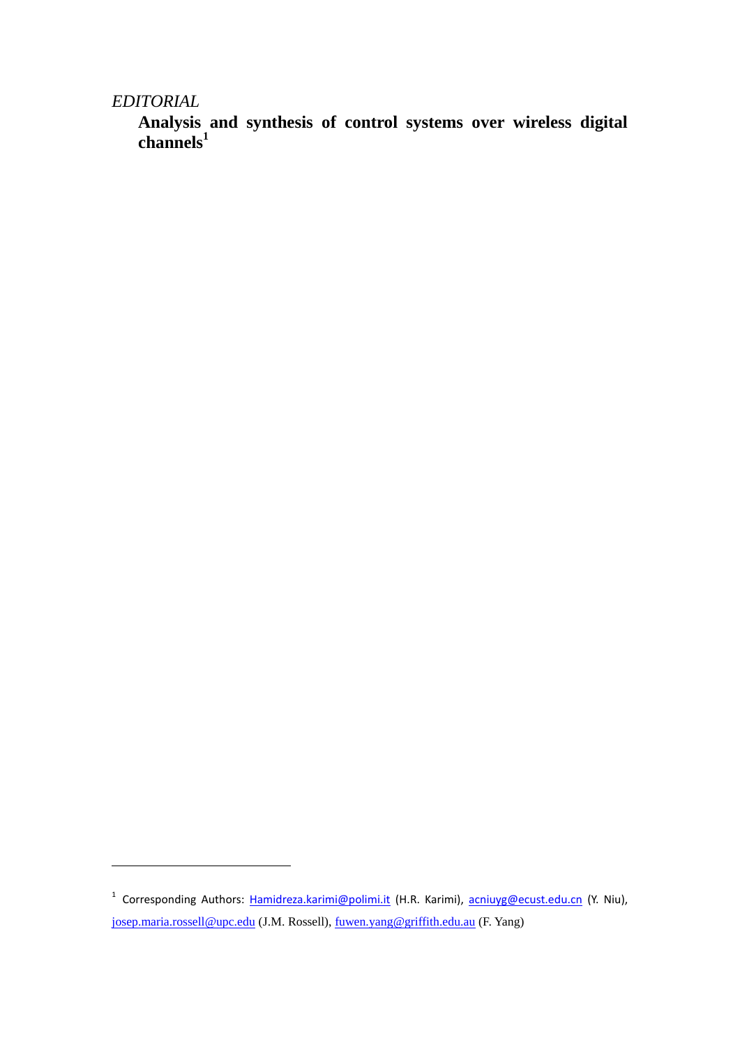*EDITORIAL*

# Analysis and synthesis of control systems over wireless digital channels[1]

[1] Corresponding Authors: Hamidreza.karimi@polimi.it (H.R. Karimi), acniuyg@ecust.edu.cn (Y. Niu), josep.maria.rossell@upc.edu (J.M. Rossell), fuwen.yang@griffith.edu.au (F. Yang)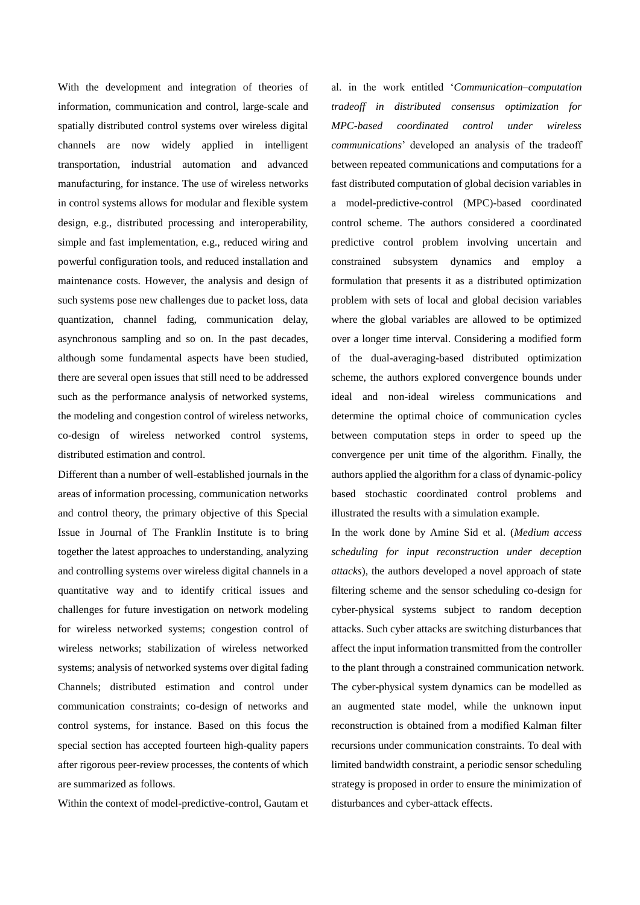With the development and integration of theories of information, communication and control, large-scale and spatially distributed control systems over wireless digital channels are now widely applied in intelligent transportation, industrial automation and advanced manufacturing, for instance. The use of wireless networks in control systems allows for modular and flexible system design, e.g., distributed processing and interoperability, simple and fast implementation, e.g., reduced wiring and powerful configuration tools, and reduced installation and maintenance costs. However, the analysis and design of such systems pose new challenges due to packet loss, data quantization, channel fading, communication delay, asynchronous sampling and so on. In the past decades, although some fundamental aspects have been studied, there are several open issues that still need to be addressed such as the performance analysis of networked systems, the modeling and congestion control of wireless networks, co-design of wireless networked control systems, distributed estimation and control.

Different than a number of well-established journals in the areas of information processing, communication networks and control theory, the primary objective of this Special Issue in Journal of The Franklin Institute is to bring together the latest approaches to understanding, analyzing and controlling systems over wireless digital channels in a quantitative way and to identify critical issues and challenges for future investigation on network modeling for wireless networked systems; congestion control of wireless networks; stabilization of wireless networked systems; analysis of networked systems over digital fading Channels; distributed estimation and control under communication constraints; co-design of networks and control systems, for instance. Based on this focus the special section has accepted fourteen high-quality papers after rigorous peer-review processes, the contents of which are summarized as follows.

Within the context of model-predictive-control, Gautam et al. in the work entitled '*Communication–computation tradeoff in distributed consensus optimization for MPC-based coordinated control under wireless communications*' developed an analysis of the tradeoff between repeated communications and computations for a fast distributed computation of global decision variables in a model-predictive-control (MPC)-based coordinated control scheme. The authors considered a coordinated predictive control problem involving uncertain and constrained subsystem dynamics and employ a formulation that presents it as a distributed optimization problem with sets of local and global decision variables where the global variables are allowed to be optimized over a longer time interval. Considering a modified form of the dual-averaging-based distributed optimization scheme, the authors explored convergence bounds under ideal and non-ideal wireless communications and determine the optimal choice of communication cycles between computation steps in order to speed up the convergence per unit time of the algorithm. Finally, the authors applied the algorithm for a class of dynamic-policy based stochastic coordinated control problems and illustrated the results with a simulation example.

In the work done by Amine Sid et al. (*Medium access scheduling for input reconstruction under deception attacks*), the authors developed a novel approach of state filtering scheme and the sensor scheduling co-design for cyber-physical systems subject to random deception attacks. Such cyber attacks are switching disturbances that affect the input information transmitted from the controller to the plant through a constrained communication network. The cyber-physical system dynamics can be modelled as an augmented state model, while the unknown input reconstruction is obtained from a modified Kalman filter recursions under communication constraints. To deal with limited bandwidth constraint, a periodic sensor scheduling strategy is proposed in order to ensure the minimization of disturbances and cyber-attack effects.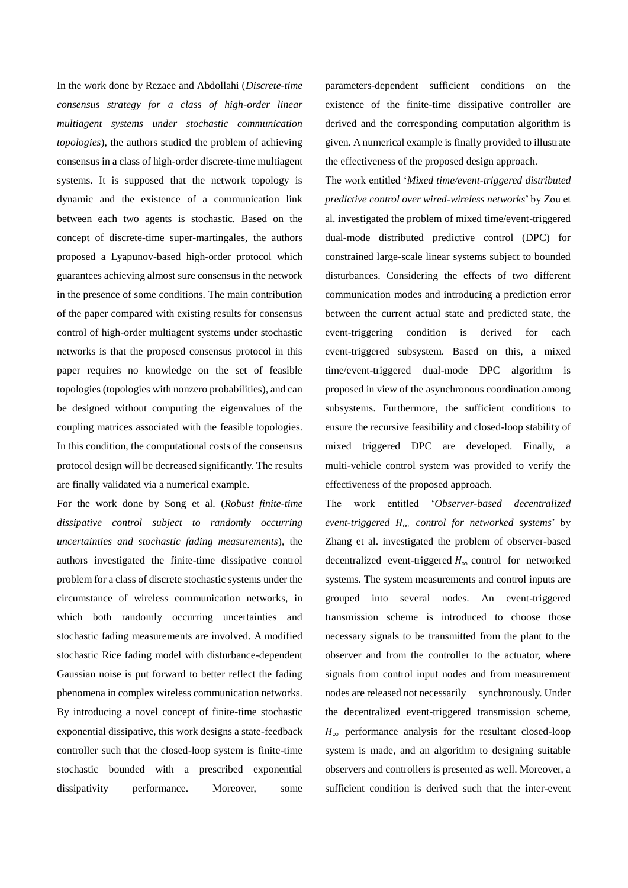In the work done by Rezaee and Abdollahi (*Discrete-time consensus strategy for a class of high-order linear multiagent systems under stochastic communication topologies*), the authors studied the problem of achieving consensus in a class of high-order discrete-time multiagent systems. It is supposed that the network topology is dynamic and the existence of a communication link between each two agents is stochastic. Based on the concept of discrete-time super-martingales, the authors proposed a Lyapunov-based high-order protocol which guarantees achieving almost sure consensus in the network in the presence of some conditions. The main contribution of the paper compared with existing results for consensus control of high-order multiagent systems under stochastic networks is that the proposed consensus protocol in this paper requires no knowledge on the set of feasible topologies (topologies with nonzero probabilities), and can be designed without computing the eigenvalues of the coupling matrices associated with the feasible topologies. In this condition, the computational costs of the consensus protocol design will be decreased significantly. The results are finally validated via a numerical example.

For the work done by Song et al. (*Robust finite-time dissipative control subject to randomly occurring uncertainties and stochastic fading measurements*), the authors investigated the finite-time dissipative control problem for a class of discrete stochastic systems under the circumstance of wireless communication networks, in which both randomly occurring uncertainties and stochastic fading measurements are involved. A modified stochastic Rice fading model with disturbance-dependent Gaussian noise is put forward to better reflect the fading phenomena in complex wireless communication networks. By introducing a novel concept of finite-time stochastic exponential dissipative, this work designs a state-feedback controller such that the closed-loop system is finite-time stochastic bounded with a prescribed exponential dissipativity performance. Moreover, some parameters-dependent sufficient conditions on the existence of the finite-time dissipative controller are derived and the corresponding computation algorithm is given. A numerical example is finally provided to illustrate the effectiveness of the proposed design approach.

The work entitled '*Mixed time/event-triggered distributed predictive control over wired-wireless networks*' by Zou et al. investigated the problem of mixed time/event-triggered dual-mode distributed predictive control (DPC) for constrained large-scale linear systems subject to bounded disturbances. Considering the effects of two different communication modes and introducing a prediction error between the current actual state and predicted state, the event-triggering condition is derived for each event-triggered subsystem. Based on this, a mixed time/event-triggered dual-mode DPC algorithm is proposed in view of the asynchronous coordination among subsystems. Furthermore, the sufficient conditions to ensure the recursive feasibility and closed-loop stability of mixed triggered DPC are developed. Finally, a multi-vehicle control system was provided to verify the effectiveness of the proposed approach.

The work entitled '*Observer-based decentralized event-triggered $H_\infty$ control for networked systems*' by Zhang et al. investigated the problem of observer-based decentralized event-triggered $H_\infty$ control for networked systems. The system measurements and control inputs are grouped into several nodes. An event-triggered transmission scheme is introduced to choose those necessary signals to be transmitted from the plant to the observer and from the controller to the actuator, where signals from control input nodes and from measurement nodes are released not necessarily synchronously. Under the decentralized event-triggered transmission scheme, $H_\infty$ performance analysis for the resultant closed-loop system is made, and an algorithm to designing suitable observers and controllers is presented as well. Moreover, a sufficient condition is derived such that the inter-event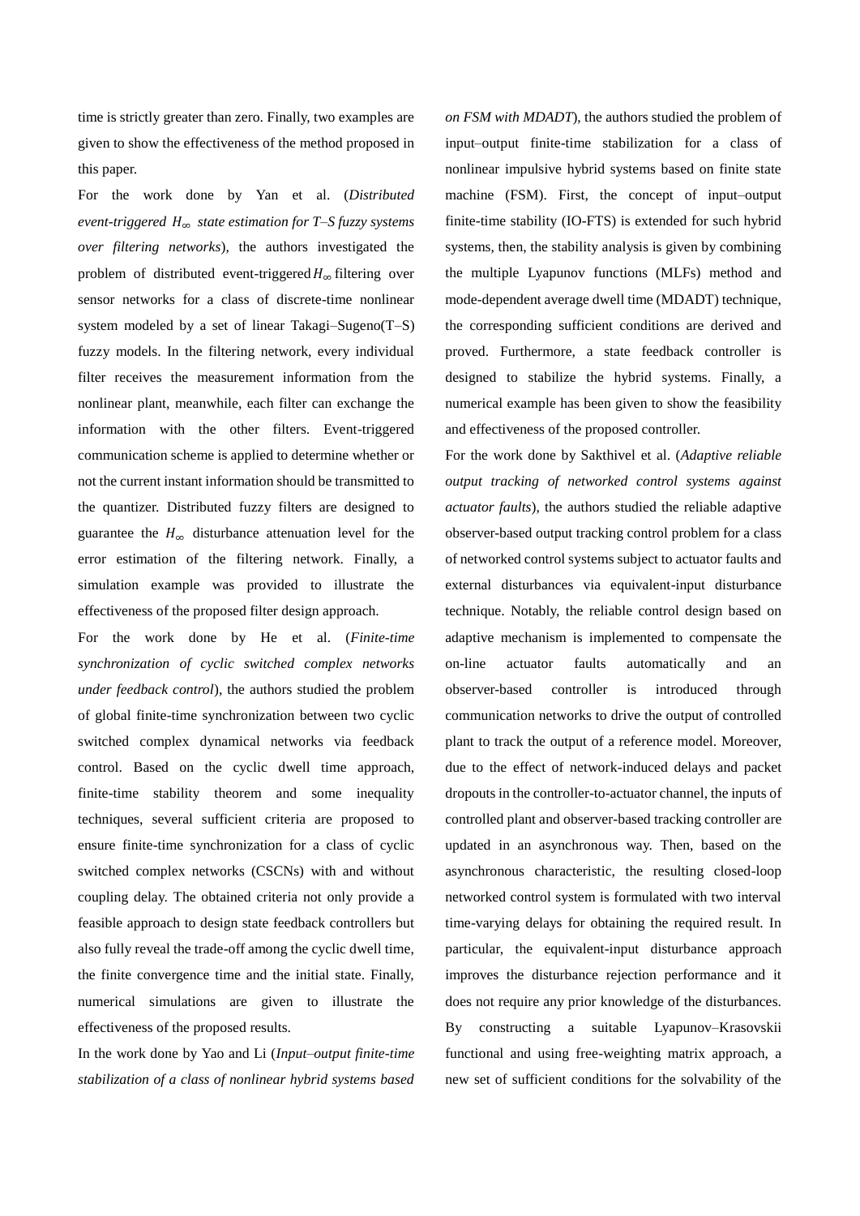time is strictly greater than zero. Finally, two examples are given to show the effectiveness of the method proposed in this paper.

For the work done by Yan et al. (*Distributed event-triggered $H_\infty$ state estimation for T–S fuzzy systems over filtering networks*), the authors investigated the problem of distributed event-triggered $H_\infty$ filtering over sensor networks for a class of discrete-time nonlinear system modeled by a set of linear Takagi–Sugeno(T–S) fuzzy models. In the filtering network, every individual filter receives the measurement information from the nonlinear plant, meanwhile, each filter can exchange the information with the other filters. Event-triggered communication scheme is applied to determine whether or not the current instant information should be transmitted to the quantizer. Distributed fuzzy filters are designed to guarantee the $H_\infty$ disturbance attenuation level for the error estimation of the filtering network. Finally, a simulation example was provided to illustrate the effectiveness of the proposed filter design approach.

For the work done by He et al. (*Finite-time synchronization of cyclic switched complex networks under feedback control*), the authors studied the problem of global finite-time synchronization between two cyclic switched complex dynamical networks via feedback control. Based on the cyclic dwell time approach, finite-time stability theorem and some inequality techniques, several sufficient criteria are proposed to ensure finite-time synchronization for a class of cyclic switched complex networks (CSCNs) with and without coupling delay. The obtained criteria not only provide a feasible approach to design state feedback controllers but also fully reveal the trade-off among the cyclic dwell time, the finite convergence time and the initial state. Finally, numerical simulations are given to illustrate the effectiveness of the proposed results.

In the work done by Yao and Li (*Input–output finite-time stabilization of a class of nonlinear hybrid systems based on FSM with MDADT*), the authors studied the problem of input–output finite-time stabilization for a class of nonlinear impulsive hybrid systems based on finite state machine (FSM). First, the concept of input–output finite-time stability (IO-FTS) is extended for such hybrid systems, then, the stability analysis is given by combining the multiple Lyapunov functions (MLFs) method and mode-dependent average dwell time (MDADT) technique, the corresponding sufficient conditions are derived and proved. Furthermore, a state feedback controller is designed to stabilize the hybrid systems. Finally, a numerical example has been given to show the feasibility and effectiveness of the proposed controller.

For the work done by Sakthivel et al. (*Adaptive reliable output tracking of networked control systems against actuator faults*), the authors studied the reliable adaptive observer-based output tracking control problem for a class of networked control systems subject to actuator faults and external disturbances via equivalent-input disturbance technique. Notably, the reliable control design based on adaptive mechanism is implemented to compensate the on-line actuator faults automatically and an observer-based controller is introduced through communication networks to drive the output of controlled plant to track the output of a reference model. Moreover, due to the effect of network-induced delays and packet dropouts in the controller-to-actuator channel, the inputs of controlled plant and observer-based tracking controller are updated in an asynchronous way. Then, based on the asynchronous characteristic, the resulting closed-loop networked control system is formulated with two interval time-varying delays for obtaining the required result. In particular, the equivalent-input disturbance approach improves the disturbance rejection performance and it does not require any prior knowledge of the disturbances. By constructing a suitable Lyapunov–Krasovskii functional and using free-weighting matrix approach, a new set of sufficient conditions for the solvability of the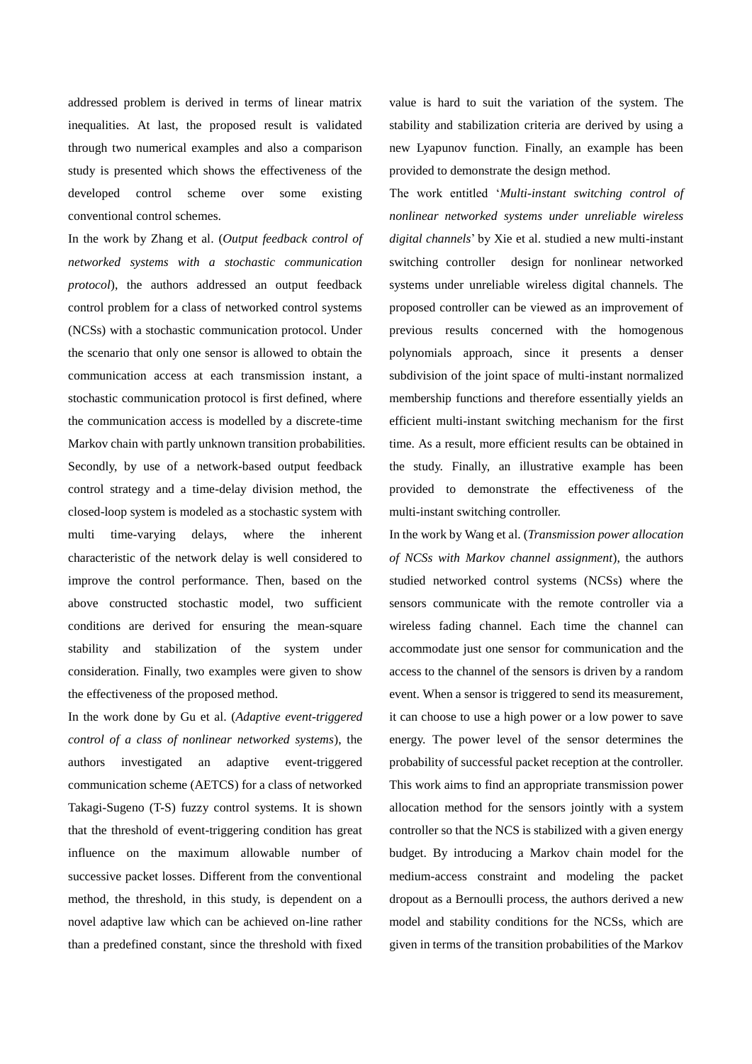addressed problem is derived in terms of linear matrix inequalities. At last, the proposed result is validated through two numerical examples and also a comparison study is presented which shows the effectiveness of the developed control scheme over some existing conventional control schemes.

In the work by Zhang et al. (*Output feedback control of networked systems with a stochastic communication protocol*), the authors addressed an output feedback control problem for a class of networked control systems (NCSs) with a stochastic communication protocol. Under the scenario that only one sensor is allowed to obtain the communication access at each transmission instant, a stochastic communication protocol is first defined, where the communication access is modelled by a discrete-time Markov chain with partly unknown transition probabilities. Secondly, by use of a network-based output feedback control strategy and a time-delay division method, the closed-loop system is modeled as a stochastic system with multi time-varying delays, where the inherent characteristic of the network delay is well considered to improve the control performance. Then, based on the above constructed stochastic model, two sufficient conditions are derived for ensuring the mean-square stability and stabilization of the system under consideration. Finally, two examples were given to show the effectiveness of the proposed method.

In the work done by Gu et al. (*Adaptive event-triggered control of a class of nonlinear networked systems*), the authors investigated an adaptive event-triggered communication scheme (AETCS) for a class of networked Takagi-Sugeno (T-S) fuzzy control systems. It is shown that the threshold of event-triggering condition has great influence on the maximum allowable number of successive packet losses. Different from the conventional method, the threshold, in this study, is dependent on a novel adaptive law which can be achieved on-line rather than a predefined constant, since the threshold with fixed value is hard to suit the variation of the system. The stability and stabilization criteria are derived by using a new Lyapunov function. Finally, an example has been provided to demonstrate the design method.

The work entitled '*Multi-instant switching control of nonlinear networked systems under unreliable wireless digital channels*' by Xie et al. studied a new multi-instant switching controller design for nonlinear networked systems under unreliable wireless digital channels. The proposed controller can be viewed as an improvement of previous results concerned with the homogenous polynomials approach, since it presents a denser subdivision of the joint space of multi-instant normalized membership functions and therefore essentially yields an efficient multi-instant switching mechanism for the first time. As a result, more efficient results can be obtained in the study. Finally, an illustrative example has been provided to demonstrate the effectiveness of the multi-instant switching controller.

In the work by Wang et al. (*Transmission power allocation of NCSs with Markov channel assignment*), the authors studied networked control systems (NCSs) where the sensors communicate with the remote controller via a wireless fading channel. Each time the channel can accommodate just one sensor for communication and the access to the channel of the sensors is driven by a random event. When a sensor is triggered to send its measurement, it can choose to use a high power or a low power to save energy. The power level of the sensor determines the probability of successful packet reception at the controller. This work aims to find an appropriate transmission power allocation method for the sensors jointly with a system controller so that the NCS is stabilized with a given energy budget. By introducing a Markov chain model for the medium-access constraint and modeling the packet dropout as a Bernoulli process, the authors derived a new model and stability conditions for the NCSs, which are given in terms of the transition probabilities of the Markov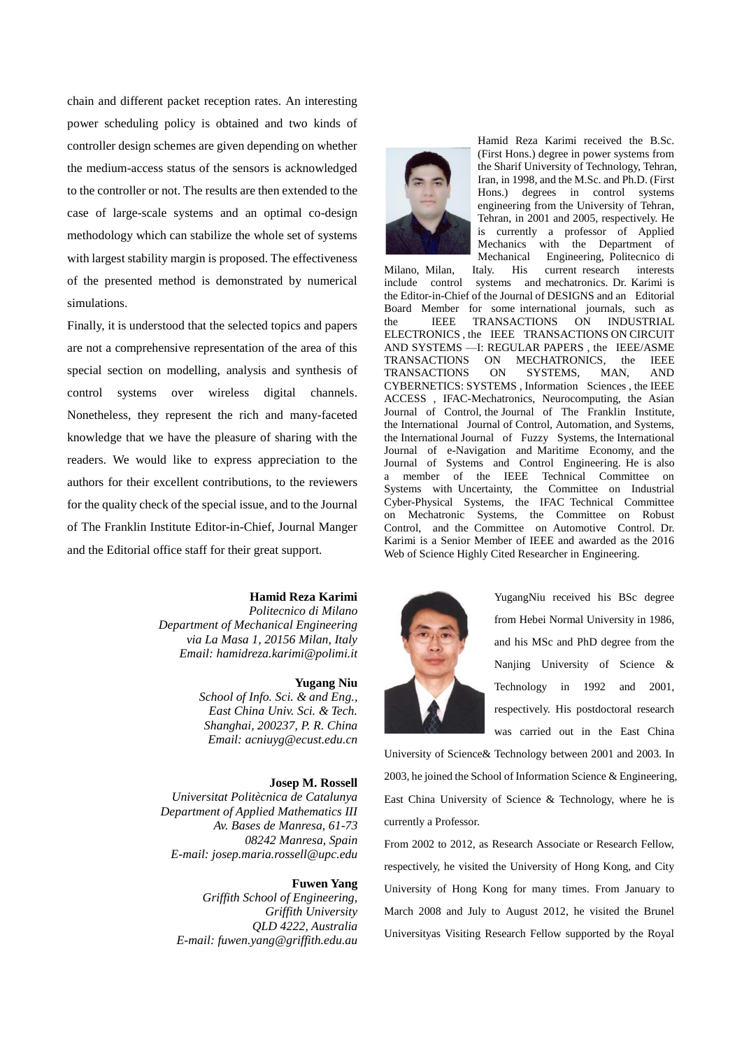chain and different packet reception rates. An interesting power scheduling policy is obtained and two kinds of controller design schemes are given depending on whether the medium-access status of the sensors is acknowledged to the controller or not. The results are then extended to the case of large-scale systems and an optimal co-design methodology which can stabilize the whole set of systems with largest stability margin is proposed. The effectiveness of the presented method is demonstrated by numerical simulations.

Finally, it is understood that the selected topics and papers are not a comprehensive representation of the area of this special section on modelling, analysis and synthesis of control systems over wireless digital channels. Nonetheless, they represent the rich and many-faceted knowledge that we have the pleasure of sharing with the readers. We would like to express appreciation to the authors for their excellent contributions, to the reviewers for the quality check of the special issue, and to the Journal of The Franklin Institute Editor-in-Chief, Journal Manger and the Editorial office staff for their great support.

**Hamid Reza Karimi**
*Politecnico di Milano*
*Department of Mechanical Engineering*
*via La Masa 1, 20156 Milan, Italy*
*Email: hamidreza.karimi@polimi.it*

**Yugang Niu**
*School of Info. Sci. & and Eng.,*
*East China Univ. Sci. & Tech.*
*Shanghai, 200237, P. R. China*
*Email: acniuyg@ecust.edu.cn*

**Josep M. Rossell**
*Universitat Politècnica de Catalunya*
*Department of Applied Mathematics III*
*Av. Bases de Manresa, 61-73*
*08242 Manresa, Spain*
*E-mail: josep.maria.rossell@upc.edu*

**Fuwen Yang**
*Griffith School of Engineering,*
*Griffith University*
*QLD 4222, Australia*
*E-mail: fuwen.yang@griffith.edu.au*

Hamid Reza Karimi received the B.Sc. (First Hons.) degree in power systems from the Sharif University of Technology, Tehran, Iran, in 1998, and the M.Sc. and Ph.D. (First Hons.) degrees in control systems engineering from the University of Tehran, Tehran, in 2001 and 2005, respectively. He is currently a professor of Applied Mechanics with the Department of Mechanical Engineering, Politecnico di Milano, Milan, Italy. His current research interests include control systems and mechatronics. Dr. Karimi is the Editor-in-Chief of the Journal of DESIGNS and an Editorial Board Member for some international journals, such as the IEEE TRANSACTIONS ON INDUSTRIAL ELECTRONICS , the IEEE TRANSACTIONS ON CIRCUIT AND SYSTEMS —I: REGULAR PAPERS , the IEEE/ASME TRANSACTIONS ON MECHATRONICS, the IEEE TRANSACTIONS ON SYSTEMS, MAN, AND CYBERNETICS: SYSTEMS , Information Sciences , the IEEE ACCESS , IFAC-Mechatronics, Neurocomputing, the Asian Journal of Control, the Journal of The Franklin Institute, the International Journal of Control, Automation, and Systems, the International Journal of Fuzzy Systems, the International Journal of e-Navigation and Maritime Economy, and the Journal of Systems and Control Engineering. He is also a member of the IEEE Technical Committee on Systems with Uncertainty, the Committee on Industrial Cyber-Physical Systems, the IFAC Technical Committee on Mechatronic Systems, the Committee on Robust Control, and the Committee on Automotive Control. Dr. Karimi is a Senior Member of IEEE and awarded as the 2016 Web of Science Highly Cited Researcher in Engineering.

YugangNiu received his BSc degree from Hebei Normal University in 1986, and his MSc and PhD degree from the Nanjing University of Science & Technology in 1992 and 2001, respectively. His postdoctoral research was carried out in the East China University of Science& Technology between 2001 and 2003. In 2003, he joined the School of Information Science & Engineering, East China University of Science & Technology, where he is currently a Professor.

From 2002 to 2012, as Research Associate or Research Fellow, respectively, he visited the University of Hong Kong, and City University of Hong Kong for many times. From January to March 2008 and July to August 2012, he visited the Brunel Universityas Visiting Research Fellow supported by the Royal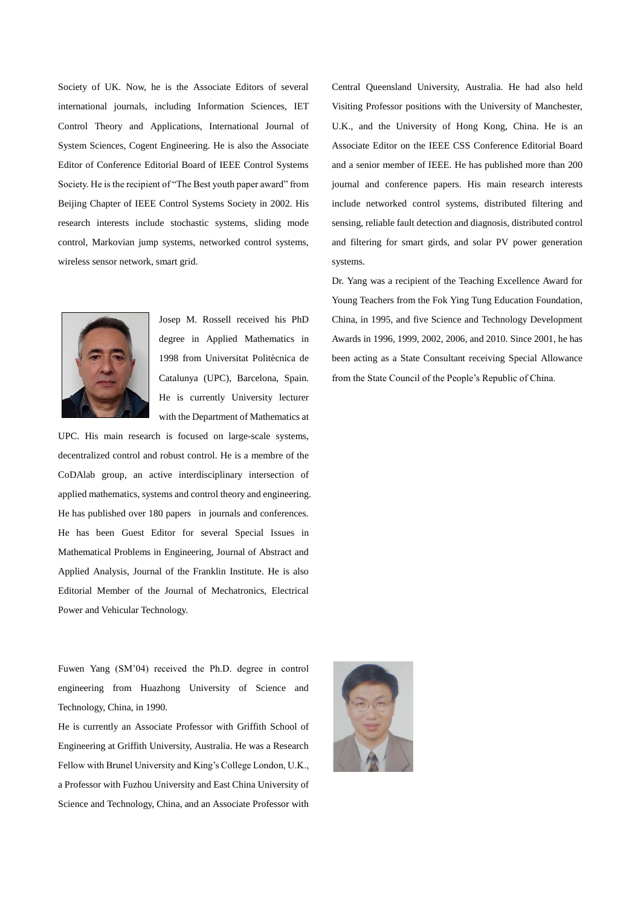Society of UK. Now, he is the Associate Editors of several international journals, including Information Sciences, IET Control Theory and Applications, International Journal of System Sciences, Cogent Engineering. He is also the Associate Editor of Conference Editorial Board of IEEE Control Systems Society. He is the recipient of "The Best youth paper award" from Beijing Chapter of IEEE Control Systems Society in 2002. His research interests include stochastic systems, sliding mode control, Markovian jump systems, networked control systems, wireless sensor network, smart grid.

Josep M. Rossell received his PhD degree in Applied Mathematics in 1998 from Universitat Politècnica de Catalunya (UPC), Barcelona, Spain. He is currently University lecturer with the Department of Mathematics at UPC. His main research is focused on large-scale systems, decentralized control and robust control. He is a membre of the CoDAlab group, an active interdisciplinary intersection of applied mathematics, systems and control theory and engineering. He has published over 180 papers in journals and conferences. He has been Guest Editor for several Special Issues in Mathematical Problems in Engineering, Journal of Abstract and Applied Analysis, Journal of the Franklin Institute. He is also Editorial Member of the Journal of Mechatronics, Electrical Power and Vehicular Technology.

Fuwen Yang (SM'04) received the Ph.D. degree in control engineering from Huazhong University of Science and Technology, China, in 1990.

He is currently an Associate Professor with Griffith School of Engineering at Griffith University, Australia. He was a Research Fellow with Brunel University and King's College London, U.K., a Professor with Fuzhou University and East China University of Science and Technology, China, and an Associate Professor with Central Queensland University, Australia. He had also held Visiting Professor positions with the University of Manchester, U.K., and the University of Hong Kong, China. He is an Associate Editor on the IEEE CSS Conference Editorial Board and a senior member of IEEE. He has published more than 200 journal and conference papers. His main research interests include networked control systems, distributed filtering and sensing, reliable fault detection and diagnosis, distributed control and filtering for smart girds, and solar PV power generation systems.

Dr. Yang was a recipient of the Teaching Excellence Award for Young Teachers from the Fok Ying Tung Education Foundation, China, in 1995, and five Science and Technology Development Awards in 1996, 1999, 2002, 2006, and 2010. Since 2001, he has been acting as a State Consultant receiving Special Allowance from the State Council of the People's Republic of China.